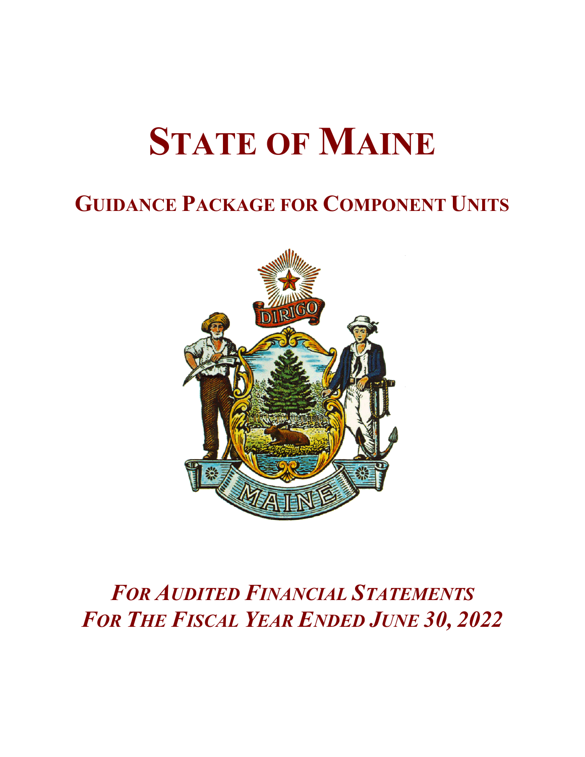# STATE OF MAINE

## GUIDANCE PACKAGE FOR COMPONENT UNITS

***FOR AUDITED FINANCIAL STATEMENTS***
***FOR THE FISCAL YEAR ENDED JUNE 30, 2022***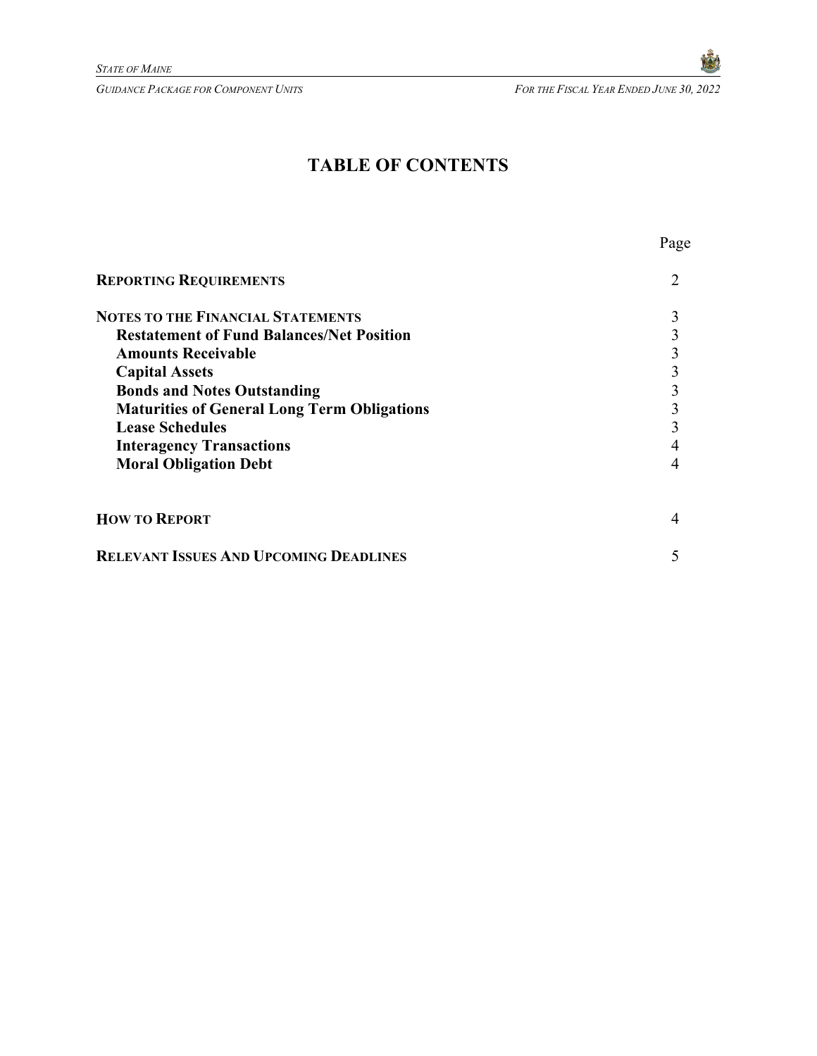# TABLE OF CONTENTS

| | Page |
|---|---|
| **REPORTING REQUIREMENTS** | 2 |
| **NOTES TO THE FINANCIAL STATEMENTS** | 3 |
| **Restatement of Fund Balances/Net Position** | 3 |
| **Amounts Receivable** | 3 |
| **Capital Assets** | 3 |
| **Bonds and Notes Outstanding** | 3 |
| **Maturities of General Long Term Obligations** | 3 |
| **Lease Schedules** | 3 |
| **Interagency Transactions** | 4 |
| **Moral Obligation Debt** | 4 |
| **HOW TO REPORT** | 4 |
| **RELEVANT ISSUES AND UPCOMING DEADLINES** | 5 |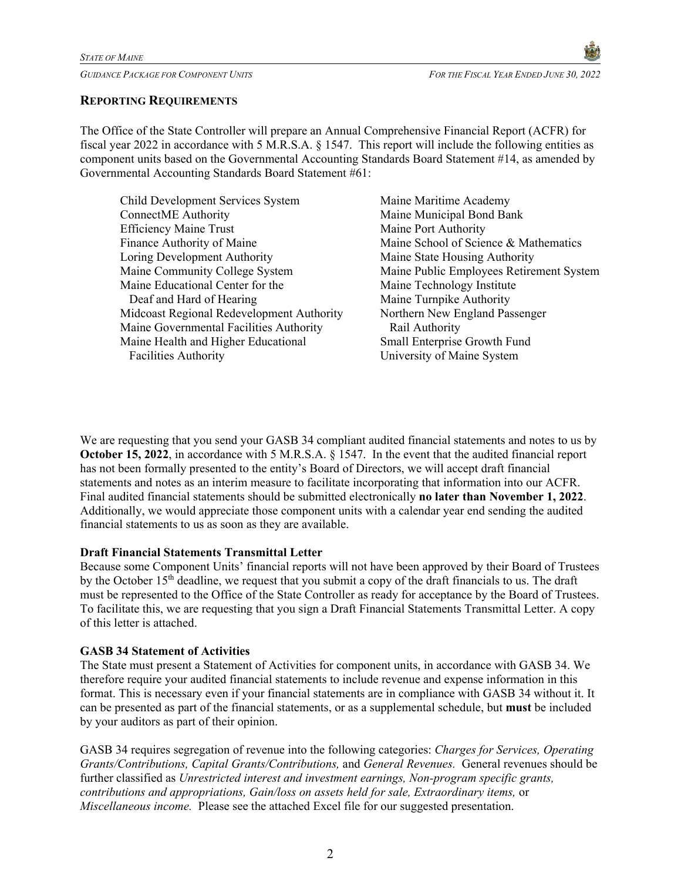## Reporting Requirements

The Office of the State Controller will prepare an Annual Comprehensive Financial Report (ACFR) for fiscal year 2022 in accordance with 5 M.R.S.A. § 1547. This report will include the following entities as component units based on the Governmental Accounting Standards Board Statement #14, as amended by Governmental Accounting Standards Board Statement #61:

- Child Development Services System
- ConnectME Authority
- Efficiency Maine Trust
- Finance Authority of Maine
- Loring Development Authority
- Maine Community College System
- Maine Educational Center for the Deaf and Hard of Hearing
- Midcoast Regional Redevelopment Authority
- Maine Governmental Facilities Authority
- Maine Health and Higher Educational Facilities Authority
- Maine Maritime Academy
- Maine Municipal Bond Bank
- Maine Port Authority
- Maine School of Science & Mathematics
- Maine State Housing Authority
- Maine Public Employees Retirement System
- Maine Technology Institute
- Maine Turnpike Authority
- Northern New England Passenger Rail Authority
- Small Enterprise Growth Fund
- University of Maine System

We are requesting that you send your GASB 34 compliant audited financial statements and notes to us by **October 15, 2022**, in accordance with 5 M.R.S.A. § 1547. In the event that the audited financial report has not been formally presented to the entity's Board of Directors, we will accept draft financial statements and notes as an interim measure to facilitate incorporating that information into our ACFR. Final audited financial statements should be submitted electronically **no later than November 1, 2022**. Additionally, we would appreciate those component units with a calendar year end sending the audited financial statements to us as soon as they are available.

**Draft Financial Statements Transmittal Letter**

Because some Component Units' financial reports will not have been approved by their Board of Trustees by the October 15th deadline, we request that you submit a copy of the draft financials to us. The draft must be represented to the Office of the State Controller as ready for acceptance by the Board of Trustees. To facilitate this, we are requesting that you sign a Draft Financial Statements Transmittal Letter. A copy of this letter is attached.

**GASB 34 Statement of Activities**

The State must present a Statement of Activities for component units, in accordance with GASB 34. We therefore require your audited financial statements to include revenue and expense information in this format. This is necessary even if your financial statements are in compliance with GASB 34 without it. It can be presented as part of the financial statements, or as a supplemental schedule, but **must** be included by your auditors as part of their opinion.

GASB 34 requires segregation of revenue into the following categories: *Charges for Services, Operating Grants/Contributions, Capital Grants/Contributions,* and *General Revenues.* General revenues should be further classified as *Unrestricted interest and investment earnings, Non-program specific grants, contributions and appropriations, Gain/loss on assets held for sale, Extraordinary items,* or *Miscellaneous income.* Please see the attached Excel file for our suggested presentation.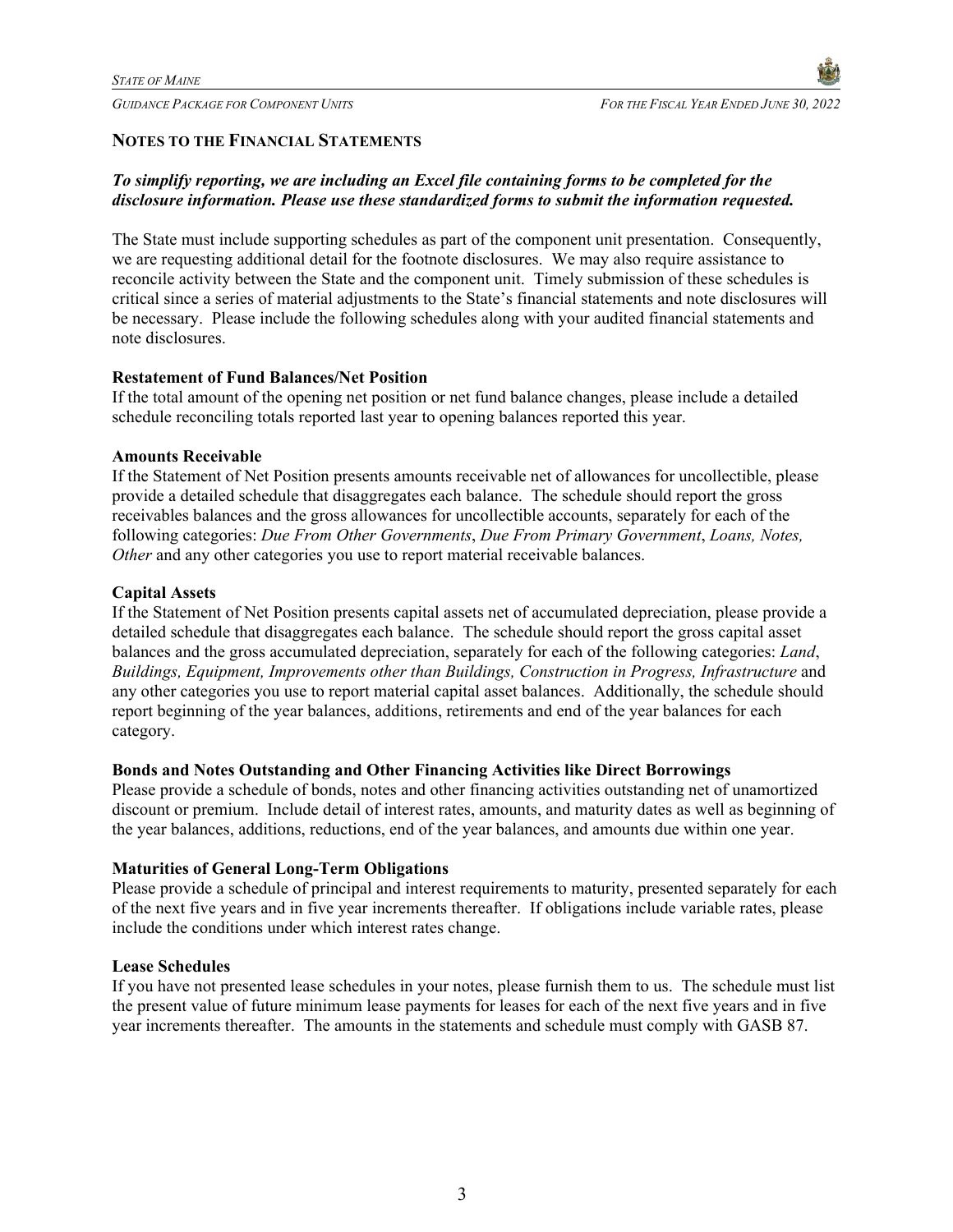## NOTES TO THE FINANCIAL STATEMENTS

***To simplify reporting, we are including an Excel file containing forms to be completed for the disclosure information. Please use these standardized forms to submit the information requested.***

The State must include supporting schedules as part of the component unit presentation. Consequently, we are requesting additional detail for the footnote disclosures. We may also require assistance to reconcile activity between the State and the component unit. Timely submission of these schedules is critical since a series of material adjustments to the State's financial statements and note disclosures will be necessary. Please include the following schedules along with your audited financial statements and note disclosures.

**Restatement of Fund Balances/Net Position**
If the total amount of the opening net position or net fund balance changes, please include a detailed schedule reconciling totals reported last year to opening balances reported this year.

**Amounts Receivable**
If the Statement of Net Position presents amounts receivable net of allowances for uncollectible, please provide a detailed schedule that disaggregates each balance. The schedule should report the gross receivables balances and the gross allowances for uncollectible accounts, separately for each of the following categories: *Due From Other Governments*, *Due From Primary Government*, *Loans, Notes, Other* and any other categories you use to report material receivable balances.

**Capital Assets**
If the Statement of Net Position presents capital assets net of accumulated depreciation, please provide a detailed schedule that disaggregates each balance. The schedule should report the gross capital asset balances and the gross accumulated depreciation, separately for each of the following categories: *Land*, *Buildings, Equipment, Improvements other than Buildings, Construction in Progress, Infrastructure* and any other categories you use to report material capital asset balances. Additionally, the schedule should report beginning of the year balances, additions, retirements and end of the year balances for each category.

**Bonds and Notes Outstanding and Other Financing Activities like Direct Borrowings**
Please provide a schedule of bonds, notes and other financing activities outstanding net of unamortized discount or premium. Include detail of interest rates, amounts, and maturity dates as well as beginning of the year balances, additions, reductions, end of the year balances, and amounts due within one year.

**Maturities of General Long-Term Obligations**
Please provide a schedule of principal and interest requirements to maturity, presented separately for each of the next five years and in five year increments thereafter. If obligations include variable rates, please include the conditions under which interest rates change.

**Lease Schedules**
If you have not presented lease schedules in your notes, please furnish them to us. The schedule must list the present value of future minimum lease payments for leases for each of the next five years and in five year increments thereafter. The amounts in the statements and schedule must comply with GASB 87.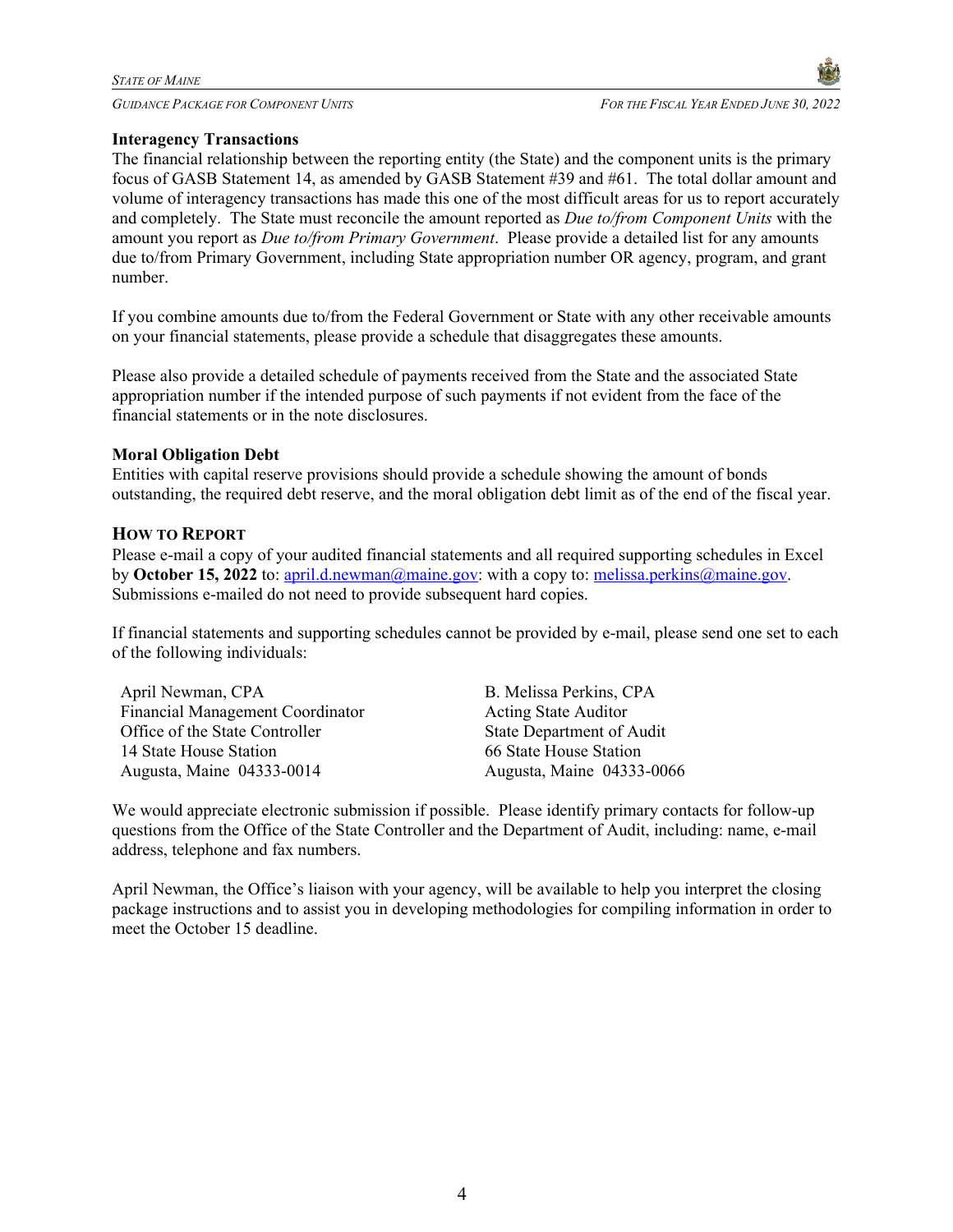**Interagency Transactions**

The financial relationship between the reporting entity (the State) and the component units is the primary focus of GASB Statement 14, as amended by GASB Statement #39 and #61. The total dollar amount and volume of interagency transactions has made this one of the most difficult areas for us to report accurately and completely. The State must reconcile the amount reported as *Due to/from Component Units* with the amount you report as *Due to/from Primary Government*. Please provide a detailed list for any amounts due to/from Primary Government, including State appropriation number OR agency, program, and grant number.

If you combine amounts due to/from the Federal Government or State with any other receivable amounts on your financial statements, please provide a schedule that disaggregates these amounts.

Please also provide a detailed schedule of payments received from the State and the associated State appropriation number if the intended purpose of such payments if not evident from the face of the financial statements or in the note disclosures.

**Moral Obligation Debt**

Entities with capital reserve provisions should provide a schedule showing the amount of bonds outstanding, the required debt reserve, and the moral obligation debt limit as of the end of the fiscal year.

## How to Report

Please e-mail a copy of your audited financial statements and all required supporting schedules in Excel by **October 15, 2022** to: april.d.newman@maine.gov: with a copy to: melissa.perkins@maine.gov. Submissions e-mailed do not need to provide subsequent hard copies.

If financial statements and supporting schedules cannot be provided by e-mail, please send one set to each of the following individuals:

April Newman, CPA
Financial Management Coordinator
Office of the State Controller
14 State House Station
Augusta, Maine 04333-0014

B. Melissa Perkins, CPA
Acting State Auditor
State Department of Audit
66 State House Station
Augusta, Maine 04333-0066

We would appreciate electronic submission if possible. Please identify primary contacts for follow-up questions from the Office of the State Controller and the Department of Audit, including: name, e-mail address, telephone and fax numbers.

April Newman, the Office's liaison with your agency, will be available to help you interpret the closing package instructions and to assist you in developing methodologies for compiling information in order to meet the October 15 deadline.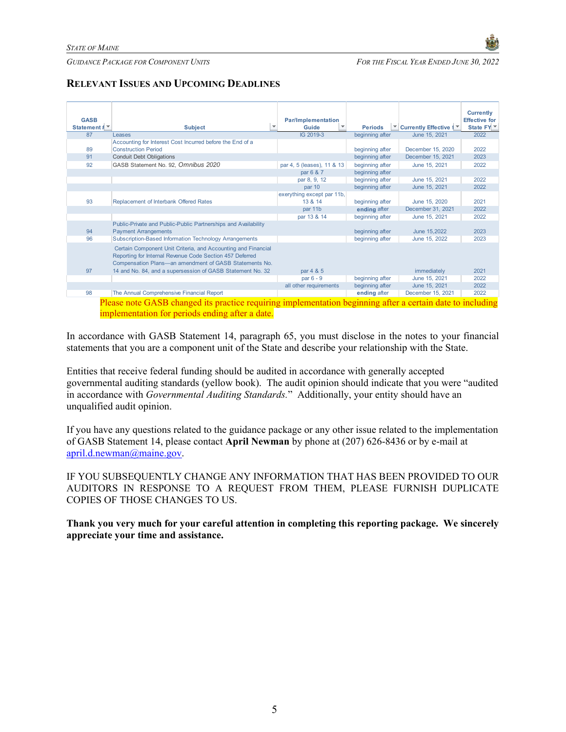## Relevant Issues and Upcoming Deadlines

| GASB Statement # | Subject | Par/Implementation Guide | Periods | Currently Effective for | Currently Effective for State FY |
|---|---|---|---|---|---|
| 87 | Leases | IG 2019-3 | beginning after | June 15, 2021 | 2022 |
| 89 | Accounting for Interest Cost Incurred before the End of a Construction Period | | beginning after | December 15, 2020 | 2022 |
| 91 | Conduit Debt Obligations | | beginning after | December 15, 2021 | 2023 |
| 92 | GASB Statement No. 92, *Omnibus 2020* | par 4, 5 (leases), 11 & 13 | beginning after | June 15, 2021 | 2022 |
| | | par 6 & 7 | beginning after | | |
| | | par 8, 9, 12 | beginning after | June 15, 2021 | 2022 |
| | | par 10 | beginning after | June 15, 2021 | 2022 |
| 93 | Replacement of Interbank Offered Rates | everything except par 11b, 13 & 14 | beginning after | June 15, 2020 | 2021 |
| | | par 11b | **ending** after | December 31, 2021 | 2022 |
| | | par 13 & 14 | beginning after | June 15, 2021 | 2022 |
| 94 | Public-Private and Public-Public Partnerships and Availability Payment Arrangements | | beginning after | June 15,2022 | 2023 |
| 96 | Subscription-Based Information Technology Arrangements | | beginning after | June 15, 2022 | 2023 |
| 97 | Certain Component Unit Criteria, and Accounting and Financial Reporting for Internal Revenue Code Section 457 Deferred Compensation Plans—an amendment of GASB Statements No. 14 and No. 84, and a supersession of GASB Statement No. 32 | par 4 & 5 | | immediately | 2021 |
| | | par 6 - 9 | beginning after | June 15, 2021 | 2022 |
| | | all other requirements | beginning after | June 15, 2021 | 2022 |
| 98 | The Annual Comprehensive Financial Report | | **ending** after | December 15, 2021 | 2022 |

Please note GASB changed its practice requiring implementation beginning after a certain date to including implementation for periods ending after a date.

In accordance with GASB Statement 14, paragraph 65, you must disclose in the notes to your financial statements that you are a component unit of the State and describe your relationship with the State.

Entities that receive federal funding should be audited in accordance with generally accepted governmental auditing standards (yellow book). The audit opinion should indicate that you were "audited in accordance with *Governmental Auditing Standards.*" Additionally, your entity should have an unqualified audit opinion.

If you have any questions related to the guidance package or any other issue related to the implementation of GASB Statement 14, please contact **April Newman** by phone at (207) 626-8436 or by e-mail at april.d.newman@maine.gov.

IF YOU SUBSEQUENTLY CHANGE ANY INFORMATION THAT HAS BEEN PROVIDED TO OUR AUDITORS IN RESPONSE TO A REQUEST FROM THEM, PLEASE FURNISH DUPLICATE COPIES OF THOSE CHANGES TO US.

**Thank you very much for your careful attention in completing this reporting package. We sincerely appreciate your time and assistance.**